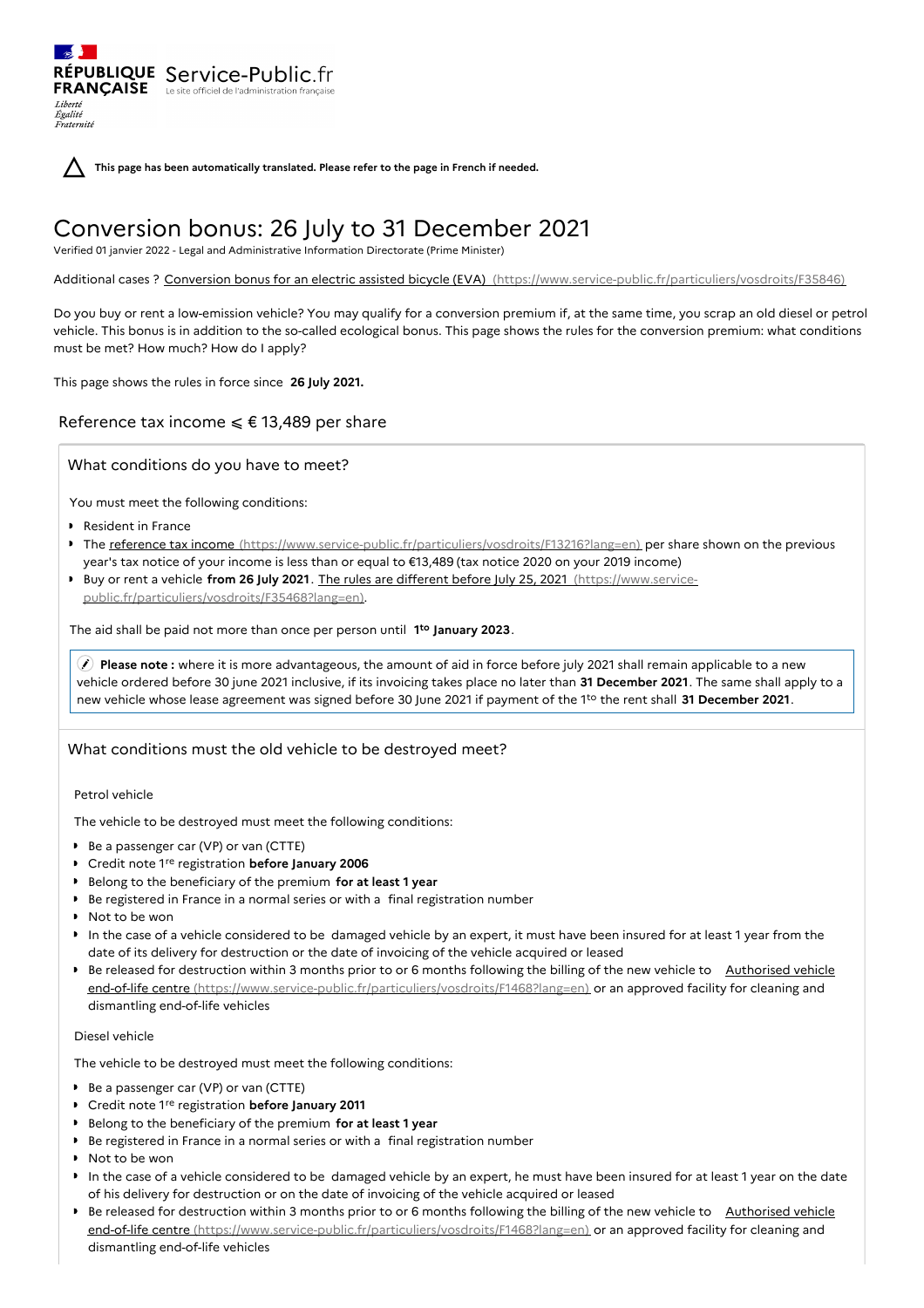**This page has been automatically translated. Please refer to the page in French if needed.**

# Conversion bonus: 26 July to 31 December 2021

Verified 01 janvier 2022 - Legal and Administrative Information Directorate (Prime Minister)

Additional cases ? Conversion bonus for an electric assisted bicycle (EVA) (https://www.service-public.fr/particuliers/vosdroits/F35846)

Do you buy or rent a low-emission vehicle? You may qualify for a conversion premium if, at the same time, you scrap an old diesel or petrol vehicle. This bonus is in addition to the so-called ecological bonus. This page shows the rules for the conversion premium: what conditions must be met? How much? How do I apply?

This page shows the rules in force since **26 July 2021.**

## Reference tax income ⩽ € 13,489 per share

### What conditions do you have to meet?

You must meet the following conditions:

- Resident in France
- The reference tax income (https://www.service-public.fr/particuliers/vosdroits/F13216?lang=en) per share shown on the previous year's tax notice of your income is less than or equal to €13,489 (tax notice 2020 on your 2019 income)
- Buy or rent a vehicle **from 26 July 2021**. The rules are different before July 25, 2021 (https://www.service-public.fr/particuliers/vosdroits/F35468?lang=en).

The aid shall be paid not more than once per person until **1to January 2023**.

**Please note :** where it is more advantageous, the amount of aid in force before july 2021 shall remain applicable to a new vehicle ordered before 30 june 2021 inclusive, if its invoicing takes place no later than **31 December 2021**. The same shall apply to a new vehicle whose lease agreement was signed before 30 June 2021 if payment of the 1to the rent shall **31 December 2021**.

### What conditions must the old vehicle to be destroyed meet?

#### Petrol vehicle

The vehicle to be destroyed must meet the following conditions:

- Be a passenger car (VP) or van (CTTE)
- Credit note 1re registration **before January 2006**
- Belong to the beneficiary of the premium **for at least 1 year**
- Be registered in France in a normal series or with a final registration number
- Not to be won
- In the case of a vehicle considered to be damaged vehicle by an expert, it must have been insured for at least 1 year from the date of its delivery for destruction or the date of invoicing of the vehicle acquired or leased
- Be released for destruction within 3 months prior to or 6 months following the billing of the new vehicle to Authorised vehicle end-of-life centre (https://www.service-public.fr/particuliers/vosdroits/F1468?lang=en) or an approved facility for cleaning and dismantling end-of-life vehicles

#### Diesel vehicle

The vehicle to be destroyed must meet the following conditions:

- Be a passenger car (VP) or van (CTTE)
- Credit note 1re registration **before January 2011**
- Belong to the beneficiary of the premium **for at least 1 year**
- Be registered in France in a normal series or with a final registration number
- Not to be won
- In the case of a vehicle considered to be damaged vehicle by an expert, he must have been insured for at least 1 year on the date of his delivery for destruction or on the date of invoicing of the vehicle acquired or leased
- Be released for destruction within 3 months prior to or 6 months following the billing of the new vehicle to Authorised vehicle end-of-life centre (https://www.service-public.fr/particuliers/vosdroits/F1468?lang=en) or an approved facility for cleaning and dismantling end-of-life vehicles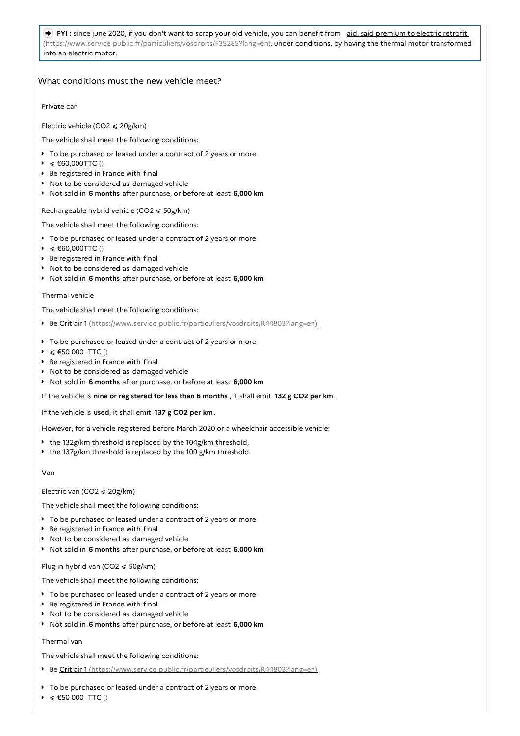**FYI :** since june 2020, if you don't want to scrap your old vehicle, you can benefit from [aid, said premium to electric retrofit (https://www.service-public.fr/particuliers/vosdroits/F35285?lang=en)](https://www.service-public.fr/particuliers/vosdroits/F35285?lang=en), under conditions, by having the thermal motor transformed into an electric motor.

## What conditions must the new vehicle meet?

### Private car

#### Electric vehicle ($CO_2$ ⩽ 20g/km)

The vehicle shall meet the following conditions:

- To be purchased or leased under a contract of 2 years or more
- ⩽ €60,000TTC ()
- Be registered in France with final
- Not to be considered as damaged vehicle
- Not sold in **6 months** after purchase, or before at least **6,000 km**

#### Rechargeable hybrid vehicle ($CO_2$ ⩽ 50g/km)

The vehicle shall meet the following conditions:

- To be purchased or leased under a contract of 2 years or more
- ⩽ €60,000TTC ()
- Be registered in France with final
- Not to be considered as damaged vehicle
- Not sold in **6 months** after purchase, or before at least **6,000 km**

#### Thermal vehicle

The vehicle shall meet the following conditions:

- Be [Crit'air 1 (https://www.service-public.fr/particuliers/vosdroits/R44803?lang=en)](https://www.service-public.fr/particuliers/vosdroits/R44803?lang=en)
- To be purchased or leased under a contract of 2 years or more
- ⩽ €50 000 TTC ()
- Be registered in France with final
- Not to be considered as damaged vehicle
- Not sold in **6 months** after purchase, or before at least **6,000 km**

If the vehicle is **nine or registered for less than 6 months** , it shall emit **132 g CO2 per km**.

If the vehicle is **used**, it shall emit **137 g CO2 per km**.

However, for a vehicle registered before March 2020 or a wheelchair-accessible vehicle:

- the 132g/km threshold is replaced by the 104g/km threshold,
- the 137g/km threshold is replaced by the 109 g/km threshold.

### Van

#### Electric van ($CO_2$ ⩽ 20g/km)

The vehicle shall meet the following conditions:

- To be purchased or leased under a contract of 2 years or more
- Be registered in France with final
- Not to be considered as damaged vehicle
- Not sold in **6 months** after purchase, or before at least **6,000 km**

#### Plug-in hybrid van ($CO_2$ ⩽ 50g/km)

The vehicle shall meet the following conditions:

- To be purchased or leased under a contract of 2 years or more
- Be registered in France with final
- Not to be considered as damaged vehicle
- Not sold in **6 months** after purchase, or before at least **6,000 km**

#### Thermal van

The vehicle shall meet the following conditions:

- Be [Crit'air 1 (https://www.service-public.fr/particuliers/vosdroits/R44803?lang=en)](https://www.service-public.fr/particuliers/vosdroits/R44803?lang=en)
- To be purchased or leased under a contract of 2 years or more
- ⩽ €50 000 TTC ()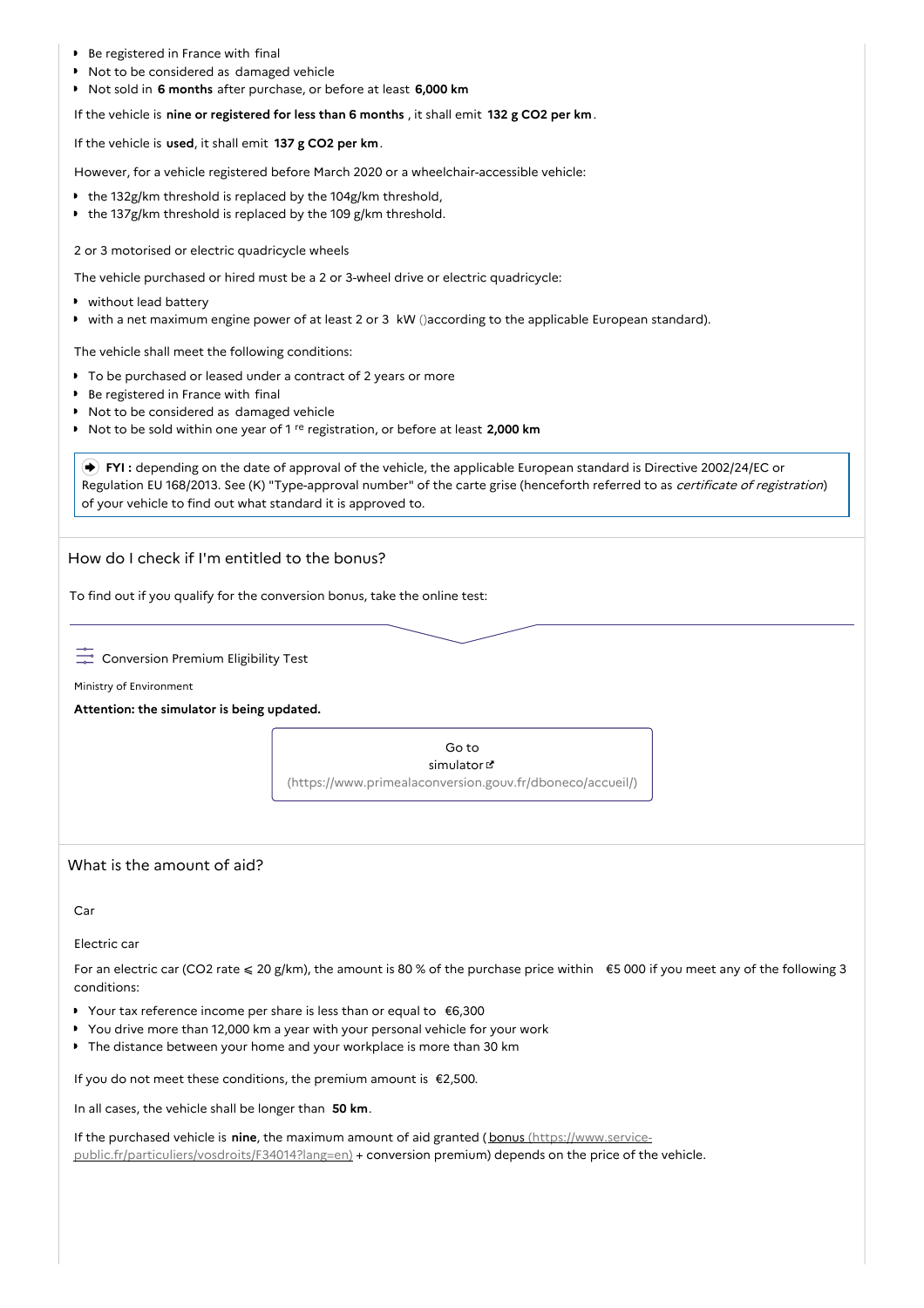- Be registered in France with final
- Not to be considered as damaged vehicle
- Not sold in **6 months** after purchase, or before at least **6,000 km**

If the vehicle is **nine or registered for less than 6 months** , it shall emit **132 g CO2 per km**.

If the vehicle is **used**, it shall emit **137 g CO2 per km**.

However, for a vehicle registered before March 2020 or a wheelchair-accessible vehicle:

- the 132g/km threshold is replaced by the 104g/km threshold,
- the 137g/km threshold is replaced by the 109 g/km threshold.

2 or 3 motorised or electric quadricycle wheels

The vehicle purchased or hired must be a 2 or 3-wheel drive or electric quadricycle:

- without lead battery
- with a net maximum engine power of at least 2 or 3 kW ()according to the applicable European standard).

The vehicle shall meet the following conditions:

- To be purchased or leased under a contract of 2 years or more
- Be registered in France with final
- Not to be considered as damaged vehicle
- Not to be sold within one year of 1 re registration, or before at least **2,000 km**

> **FYI :** depending on the date of approval of the vehicle, the applicable European standard is Directive 2002/24/EC or Regulation EU 168/2013. See (K) "Type-approval number" of the carte grise (henceforth referred to as *certificate of registration*) of your vehicle to find out what standard it is approved to.

## How do I check if I'm entitled to the bonus?

To find out if you qualify for the conversion bonus, take the online test:

Conversion Premium Eligibility Test

Ministry of Environment

**Attention: the simulator is being updated.**

Go to simulator (https://www.primealaconversion.gouv.fr/dboneco/accueil/)

## What is the amount of aid?

Car

Electric car

For an electric car (CO2 rate ⩽ 20 g/km), the amount is 80 % of the purchase price within €5 000 if you meet any of the following 3 conditions:

- Your tax reference income per share is less than or equal to €6,300
- You drive more than 12,000 km a year with your personal vehicle for your work
- The distance between your home and your workplace is more than 30 km

If you do not meet these conditions, the premium amount is €2,500.

In all cases, the vehicle shall be longer than **50 km**.

If the purchased vehicle is **nine**, the maximum amount of aid granted (bonus (https://www.service-public.fr/particuliers/vosdroits/F34014?lang=en) + conversion premium) depends on the price of the vehicle.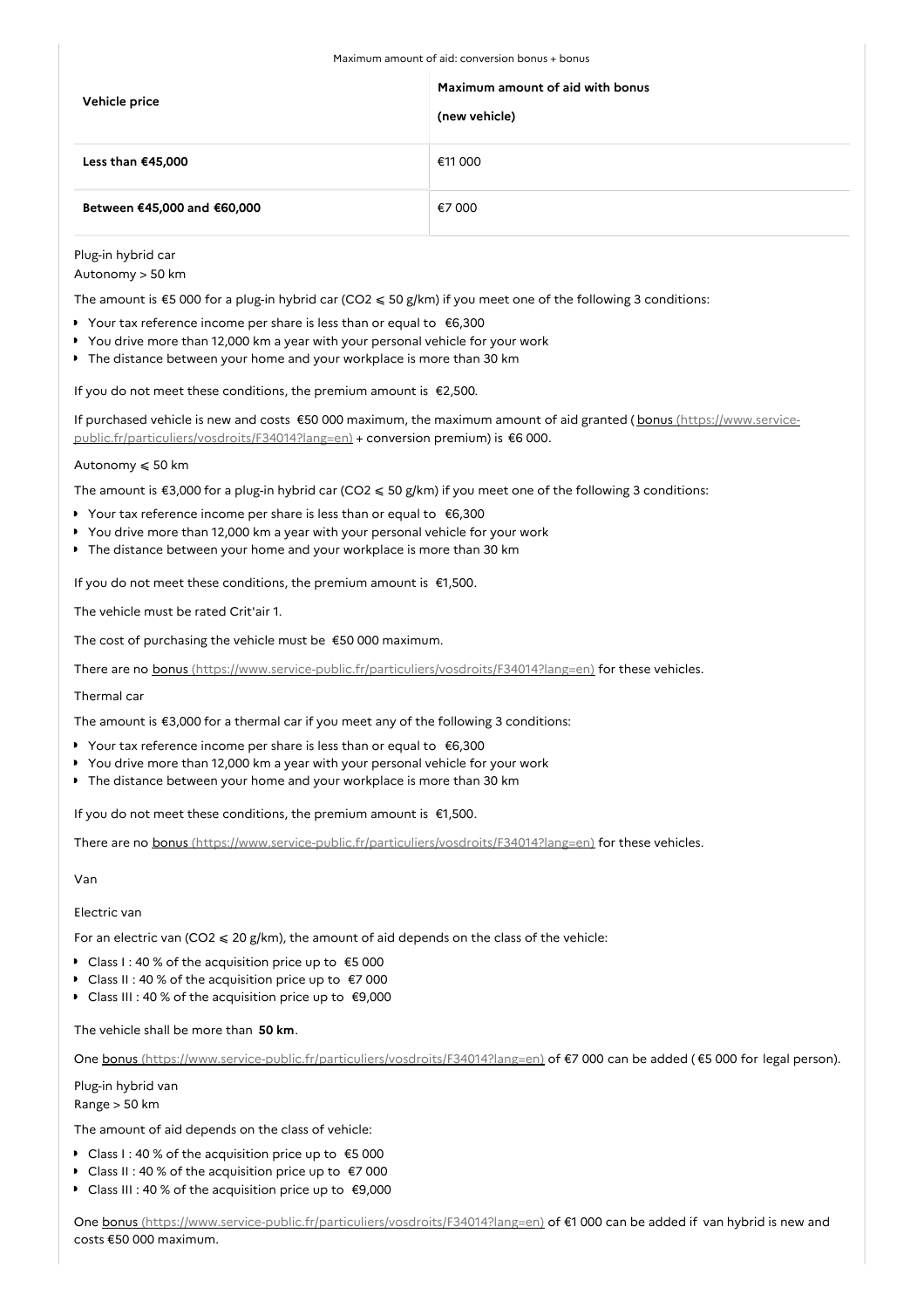| Vehicle price | Maximum amount of aid with bonus (new vehicle) |
| --- | --- |
| **Less than €45,000** | €11 000 |
| **Between €45,000 and €60,000** | €7 000 |

Maximum amount of aid: conversion bonus + bonus

Plug-in hybrid car

Autonomy > 50 km

The amount is €5 000 for a plug-in hybrid car ($CO_2 \leqslant 50$ g/km) if you meet one of the following 3 conditions:

- Your tax reference income per share is less than or equal to €6,300
- You drive more than 12,000 km a year with your personal vehicle for your work
- The distance between your home and your workplace is more than 30 km

If you do not meet these conditions, the premium amount is €2,500.

If purchased vehicle is new and costs €50 000 maximum, the maximum amount of aid granted ( bonus (https://www.service-public.fr/particuliers/vosdroits/F34014?lang=en) + conversion premium) is €6 000.

Autonomy ⩽ 50 km

The amount is €3,000 for a plug-in hybrid car ($CO_2 \leqslant 50$ g/km) if you meet one of the following 3 conditions:

- Your tax reference income per share is less than or equal to €6,300
- You drive more than 12,000 km a year with your personal vehicle for your work
- The distance between your home and your workplace is more than 30 km

If you do not meet these conditions, the premium amount is €1,500.

The vehicle must be rated Crit'air 1.

The cost of purchasing the vehicle must be €50 000 maximum.

There are no bonus (https://www.service-public.fr/particuliers/vosdroits/F34014?lang=en) for these vehicles.

Thermal car

The amount is €3,000 for a thermal car if you meet any of the following 3 conditions:

- Your tax reference income per share is less than or equal to €6,300
- You drive more than 12,000 km a year with your personal vehicle for your work
- The distance between your home and your workplace is more than 30 km

If you do not meet these conditions, the premium amount is €1,500.

There are no bonus (https://www.service-public.fr/particuliers/vosdroits/F34014?lang=en) for these vehicles.

Van

Electric van

For an electric van ($CO_2 \leqslant 20$ g/km), the amount of aid depends on the class of the vehicle:

- Class I : 40 % of the acquisition price up to €5 000
- Class II : 40 % of the acquisition price up to €7 000
- Class III : 40 % of the acquisition price up to €9,000

The vehicle shall be more than **50 km**.

One bonus (https://www.service-public.fr/particuliers/vosdroits/F34014?lang=en) of €7 000 can be added ( €5 000 for legal person).

Plug-in hybrid van

Range > 50 km

The amount of aid depends on the class of vehicle:

- Class I : 40 % of the acquisition price up to €5 000
- Class II : 40 % of the acquisition price up to €7 000
- Class III : 40 % of the acquisition price up to €9,000

One bonus (https://www.service-public.fr/particuliers/vosdroits/F34014?lang=en) of €1 000 can be added if van hybrid is new and costs €50 000 maximum.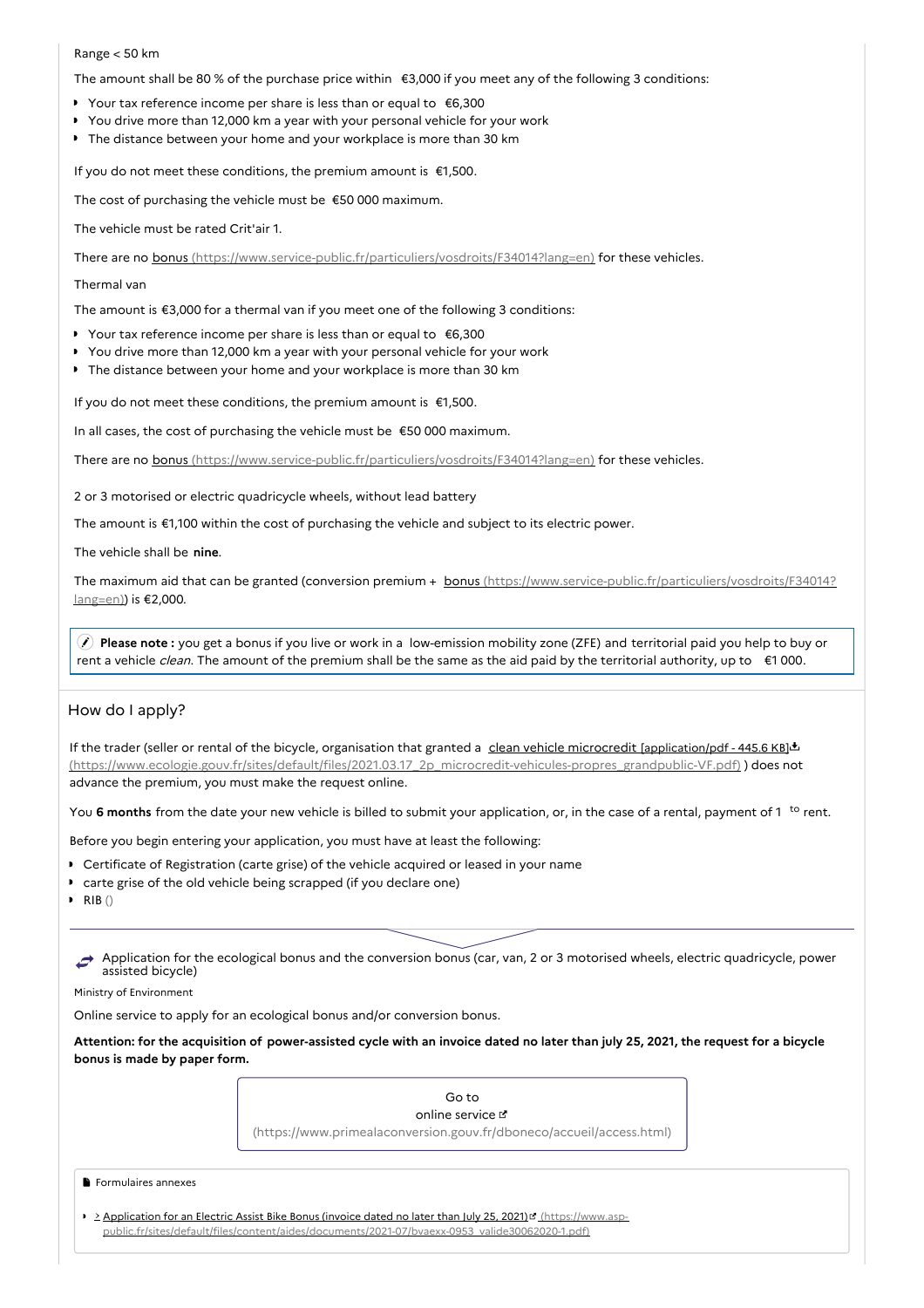Range < 50 km

The amount shall be 80 % of the purchase price within €3,000 if you meet any of the following 3 conditions:

- Your tax reference income per share is less than or equal to €6,300
- You drive more than 12,000 km a year with your personal vehicle for your work
- The distance between your home and your workplace is more than 30 km

If you do not meet these conditions, the premium amount is €1,500.

The cost of purchasing the vehicle must be €50 000 maximum.

The vehicle must be rated Crit'air 1.

There are no [bonus](https://www.service-public.fr/particuliers/vosdroits/F34014?lang=en) (https://www.service-public.fr/particuliers/vosdroits/F34014?lang=en) for these vehicles.

Thermal van

The amount is €3,000 for a thermal van if you meet one of the following 3 conditions:

- Your tax reference income per share is less than or equal to €6,300
- You drive more than 12,000 km a year with your personal vehicle for your work
- The distance between your home and your workplace is more than 30 km

If you do not meet these conditions, the premium amount is €1,500.

In all cases, the cost of purchasing the vehicle must be €50 000 maximum.

There are no [bonus](https://www.service-public.fr/particuliers/vosdroits/F34014?lang=en) (https://www.service-public.fr/particuliers/vosdroits/F34014?lang=en) for these vehicles.

2 or 3 motorised or electric quadricycle wheels, without lead battery

The amount is €1,100 within the cost of purchasing the vehicle and subject to its electric power.

The vehicle shall be **nine**.

The maximum aid that can be granted (conversion premium + [bonus](https://www.service-public.fr/particuliers/vosdroits/F34014?lang=en) (https://www.service-public.fr/particuliers/vosdroits/F34014?lang=en)) is €2,000.

> **Please note :** you get a bonus if you live or work in a low-emission mobility zone (ZFE) and territorial paid you help to buy or rent a vehicle *clean*. The amount of the premium shall be the same as the aid paid by the territorial authority, up to €1 000.

## How do I apply?

If the trader (seller or rental of the bicycle, organisation that granted a [clean vehicle microcredit [application/pdf - 445.6 KB]](https://www.ecologie.gouv.fr/sites/default/files/2021.03.17_2p_microcredit-vehicules-propres_grandpublic-VF.pdf) (https://www.ecologie.gouv.fr/sites/default/files/2021.03.17_2p_microcredit-vehicules-propres_grandpublic-VF.pdf) ) does not advance the premium, you must make the request online.

You **6 months** from the date your new vehicle is billed to submit your application, or, in the case of a rental, payment of 1 to rent.

Before you begin entering your application, you must have at least the following:

- Certificate of Registration (carte grise) of the vehicle acquired or leased in your name
- carte grise of the old vehicle being scrapped (if you declare one)
- RIB ()

Application for the ecological bonus and the conversion bonus (car, van, 2 or 3 motorised wheels, electric quadricycle, power assisted bicycle)

Ministry of Environment

Online service to apply for an ecological bonus and/or conversion bonus.

**Attention: for the acquisition of power-assisted cycle with an invoice dated no later than july 25, 2021, the request for a bicycle bonus is made by paper form.**

[Go to online service](https://www.primealaconversion.gouv.fr/dboneco/accueil/access.html) (https://www.primealaconversion.gouv.fr/dboneco/accueil/access.html)

Formulaires annexes

- [> Application for an Electric Assist Bike Bonus (invoice dated no later than July 25, 2021)](https://www.asp-public.fr/sites/default/files/content/aides/documents/2021-07/bvaexx-0953_valide30062020-1.pdf) (https://www.asp-public.fr/sites/default/files/content/aides/documents/2021-07/bvaexx-0953_valide30062020-1.pdf)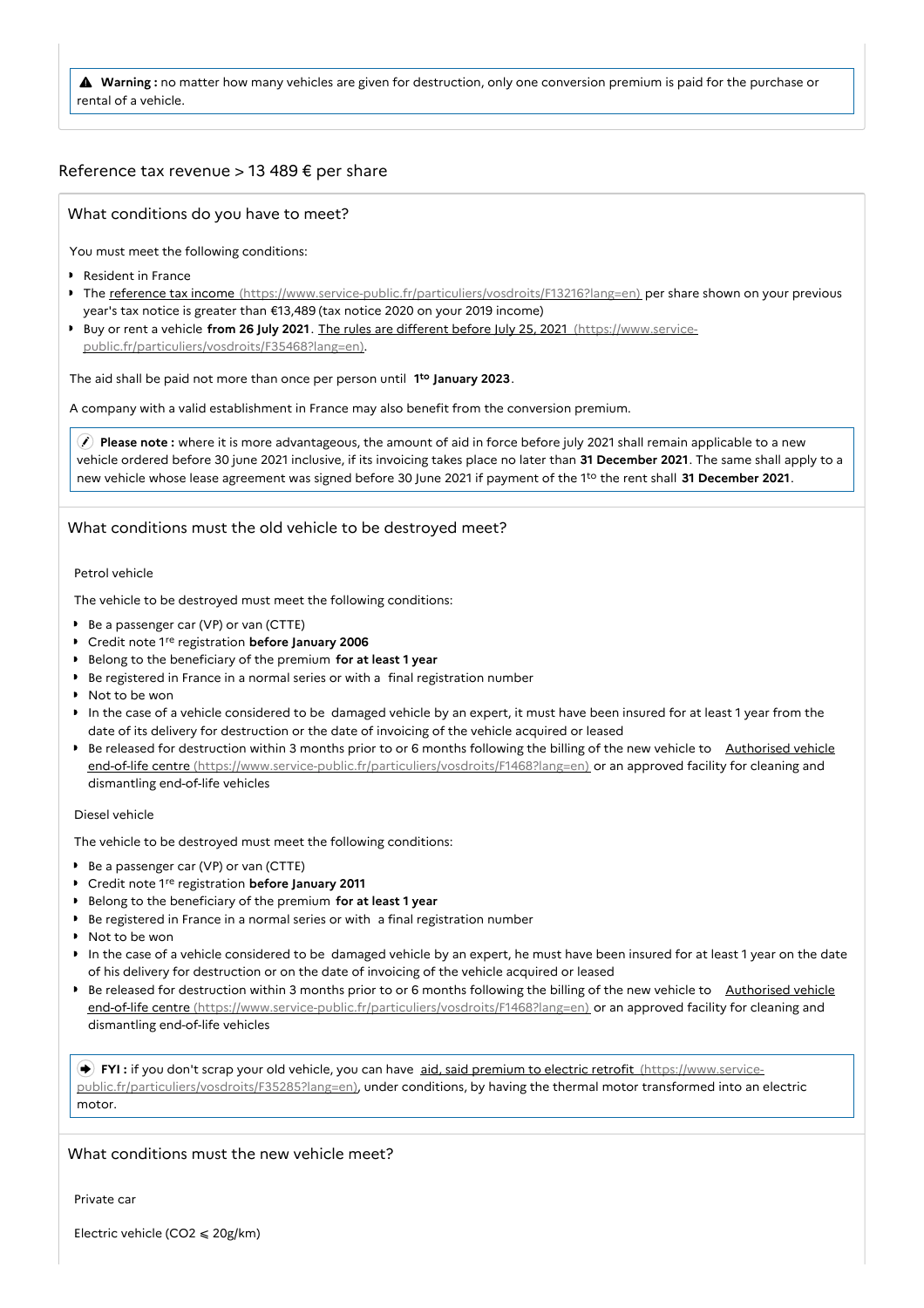> ⚠ **Warning :** no matter how many vehicles are given for destruction, only one conversion premium is paid for the purchase or rental of a vehicle.

## Reference tax revenue > 13 489 € per share

### What conditions do you have to meet?

You must meet the following conditions:

- Resident in France
- The reference tax income (https://www.service-public.fr/particuliers/vosdroits/F13216?lang=en) per share shown on your previous year's tax notice is greater than €13,489 (tax notice 2020 on your 2019 income)
- Buy or rent a vehicle **from 26 July 2021**. The rules are different before July 25, 2021 (https://www.service-public.fr/particuliers/vosdroits/F35468?lang=en).

The aid shall be paid not more than once per person until **1[to] January 2023**.

A company with a valid establishment in France may also benefit from the conversion premium.

> **Please note :** where it is more advantageous, the amount of aid in force before july 2021 shall remain applicable to a new vehicle ordered before 30 june 2021 inclusive, if its invoicing takes place no later than **31 December 2021**. The same shall apply to a new vehicle whose lease agreement was signed before 30 June 2021 if payment of the 1[to] the rent shall **31 December 2021**.

### What conditions must the old vehicle to be destroyed meet?

#### Petrol vehicle

The vehicle to be destroyed must meet the following conditions:

- Be a passenger car (VP) or van (CTTE)
- Credit note 1[re] registration **before January 2006**
- Belong to the beneficiary of the premium **for at least 1 year**
- Be registered in France in a normal series or with a final registration number
- Not to be won
- In the case of a vehicle considered to be damaged vehicle by an expert, it must have been insured for at least 1 year from the date of its delivery for destruction or the date of invoicing of the vehicle acquired or leased
- Be released for destruction within 3 months prior to or 6 months following the billing of the new vehicle to Authorised vehicle end-of-life centre (https://www.service-public.fr/particuliers/vosdroits/F1468?lang=en) or an approved facility for cleaning and dismantling end-of-life vehicles

#### Diesel vehicle

The vehicle to be destroyed must meet the following conditions:

- Be a passenger car (VP) or van (CTTE)
- Credit note 1[re] registration **before January 2011**
- Belong to the beneficiary of the premium **for at least 1 year**
- Be registered in France in a normal series or with a final registration number
- Not to be won
- In the case of a vehicle considered to be damaged vehicle by an expert, he must have been insured for at least 1 year on the date of his delivery for destruction or on the date of invoicing of the vehicle acquired or leased
- Be released for destruction within 3 months prior to or 6 months following the billing of the new vehicle to Authorised vehicle end-of-life centre (https://www.service-public.fr/particuliers/vosdroits/F1468?lang=en) or an approved facility for cleaning and dismantling end-of-life vehicles

> **FYI :** if you don't scrap your old vehicle, you can have aid, said premium to electric retrofit (https://www.service-public.fr/particuliers/vosdroits/F35285?lang=en), under conditions, by having the thermal motor transformed into an electric motor.

### What conditions must the new vehicle meet?

#### Private car

Electric vehicle ($CO_2 \leqslant 20$g/km)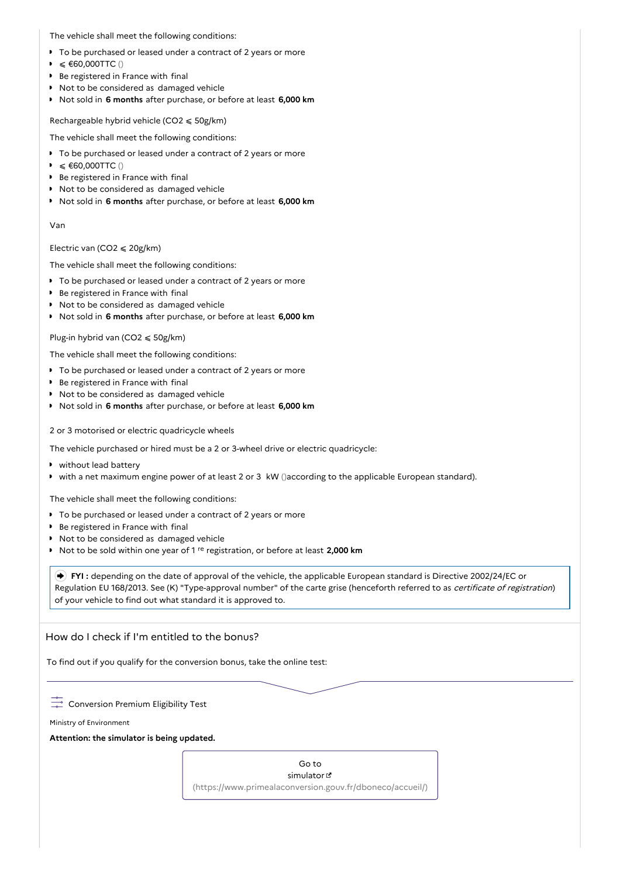The vehicle shall meet the following conditions:

- To be purchased or leased under a contract of 2 years or more
- ⩽ €60,000TTC ()
- Be registered in France with final
- Not to be considered as damaged vehicle
- Not sold in **6 months** after purchase, or before at least **6,000 km**

Rechargeable hybrid vehicle ($CO_2$ ⩽ 50g/km)

The vehicle shall meet the following conditions:

- To be purchased or leased under a contract of 2 years or more
- ⩽ €60,000TTC ()
- Be registered in France with final
- Not to be considered as damaged vehicle
- Not sold in **6 months** after purchase, or before at least **6,000 km**

Van

Electric van ($CO_2$ ⩽ 20g/km)

The vehicle shall meet the following conditions:

- To be purchased or leased under a contract of 2 years or more
- Be registered in France with final
- Not to be considered as damaged vehicle
- Not sold in **6 months** after purchase, or before at least **6,000 km**

Plug-in hybrid van ($CO_2$ ⩽ 50g/km)

The vehicle shall meet the following conditions:

- To be purchased or leased under a contract of 2 years or more
- Be registered in France with final
- Not to be considered as damaged vehicle
- Not sold in **6 months** after purchase, or before at least **6,000 km**

2 or 3 motorised or electric quadricycle wheels

The vehicle purchased or hired must be a 2 or 3-wheel drive or electric quadricycle:

- without lead battery
- with a net maximum engine power of at least 2 or 3 kW ()according to the applicable European standard).

The vehicle shall meet the following conditions:

- To be purchased or leased under a contract of 2 years or more
- Be registered in France with final
- Not to be considered as damaged vehicle
- Not to be sold within one year of 1 re registration, or before at least **2,000 km**

> **FYI :** depending on the date of approval of the vehicle, the applicable European standard is Directive 2002/24/EC or Regulation EU 168/2013. See (K) "Type-approval number" of the carte grise (henceforth referred to as *certificate of registration*) of your vehicle to find out what standard it is approved to.

## How do I check if I'm entitled to the bonus?

To find out if you qualify for the conversion bonus, take the online test:

Conversion Premium Eligibility Test

Ministry of Environment

**Attention: the simulator is being updated.**

Go to simulator (https://www.primealaconversion.gouv.fr/dboneco/accueil/)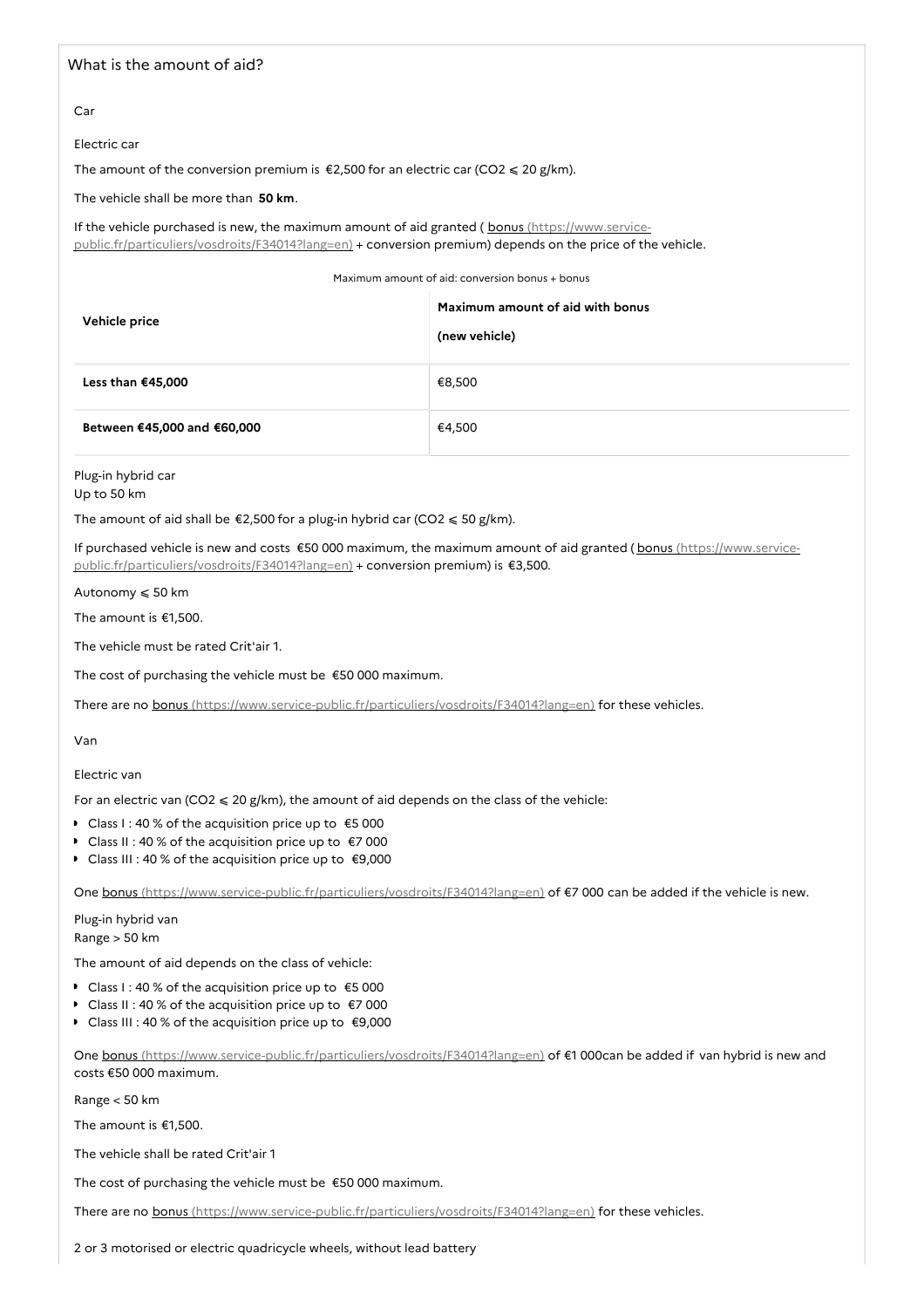## What is the amount of aid?

### Car

#### Electric car

The amount of the conversion premium is €2,500 for an electric car ($CO_2 \leqslant 20$ g/km).

The vehicle shall be more than **50 km**.

If the vehicle purchased is new, the maximum amount of aid granted ( bonus (https://www.service-public.fr/particuliers/vosdroits/F34014?lang=en) + conversion premium) depends on the price of the vehicle.

Maximum amount of aid: conversion bonus + bonus

| Vehicle price | Maximum amount of aid with bonus (new vehicle) |
|---|---|
| **Less than €45,000** | €8,500 |
| **Between €45,000 and €60,000** | €4,500 |

#### Plug-in hybrid car

Up to 50 km

The amount of aid shall be €2,500 for a plug-in hybrid car ($CO_2 \leqslant 50$ g/km).

If purchased vehicle is new and costs €50 000 maximum, the maximum amount of aid granted ( bonus (https://www.service-public.fr/particuliers/vosdroits/F34014?lang=en) + conversion premium) is €3,500.

Autonomy ⩽ 50 km

The amount is €1,500.

The vehicle must be rated Crit'air 1.

The cost of purchasing the vehicle must be €50 000 maximum.

There are no bonus (https://www.service-public.fr/particuliers/vosdroits/F34014?lang=en) for these vehicles.

### Van

#### Electric van

For an electric van ($CO_2 \leqslant 20$ g/km), the amount of aid depends on the class of the vehicle:

- Class I : 40 % of the acquisition price up to €5 000
- Class II : 40 % of the acquisition price up to €7 000
- Class III : 40 % of the acquisition price up to €9,000

One bonus (https://www.service-public.fr/particuliers/vosdroits/F34014?lang=en) of €7 000 can be added if the vehicle is new.

#### Plug-in hybrid van

Range > 50 km

The amount of aid depends on the class of vehicle:

- Class I : 40 % of the acquisition price up to €5 000
- Class II : 40 % of the acquisition price up to €7 000
- Class III : 40 % of the acquisition price up to €9,000

One bonus (https://www.service-public.fr/particuliers/vosdroits/F34014?lang=en) of €1 000can be added if van hybrid is new and costs €50 000 maximum.

Range < 50 km

The amount is €1,500.

The vehicle shall be rated Crit'air 1

The cost of purchasing the vehicle must be €50 000 maximum.

There are no bonus (https://www.service-public.fr/particuliers/vosdroits/F34014?lang=en) for these vehicles.

### 2 or 3 motorised or electric quadricycle wheels, without lead battery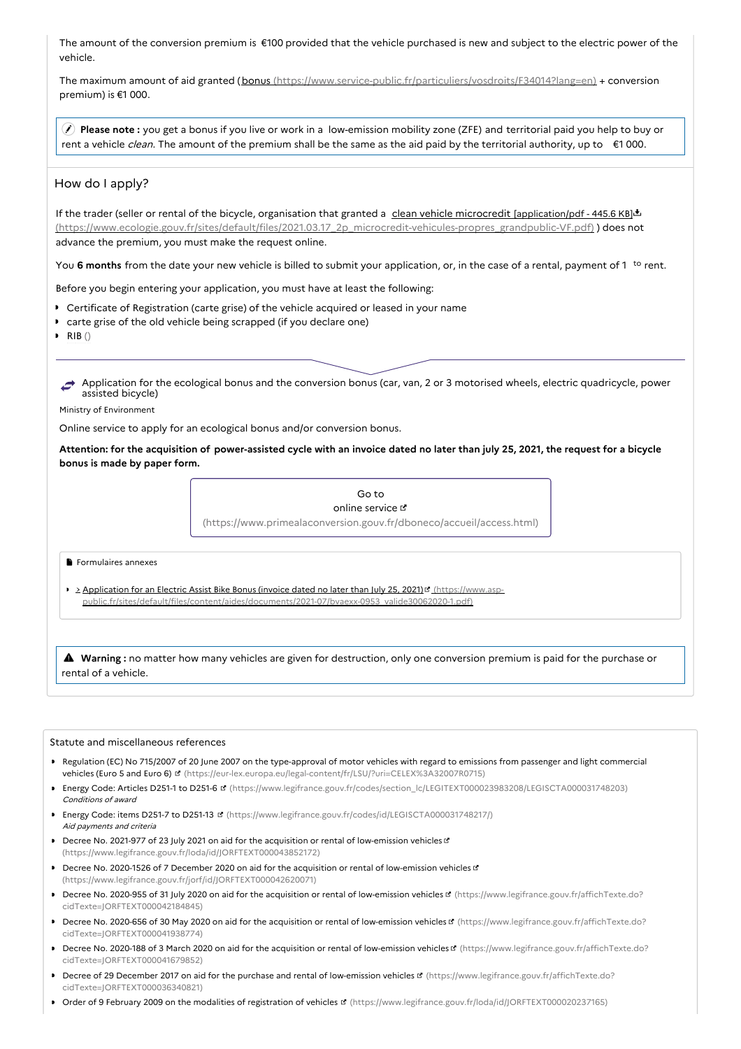The amount of the conversion premium is €100 provided that the vehicle purchased is new and subject to the electric power of the vehicle.

The maximum amount of aid granted (bonus (https://www.service-public.fr/particuliers/vosdroits/F34014?lang=en) + conversion premium) is €1 000.

**Please note :** you get a bonus if you live or work in a low-emission mobility zone (ZFE) and territorial paid you help to buy or rent a vehicle *clean*. The amount of the premium shall be the same as the aid paid by the territorial authority, up to €1 000.

## How do I apply?

If the trader (seller or rental of the bicycle, organisation that granted a clean vehicle microcredit [application/pdf - 445.6 KB] (https://www.ecologie.gouv.fr/sites/default/files/2021.03.17_2p_microcredit-vehicules-propres_grandpublic-VF.pdf) ) does not advance the premium, you must make the request online.

You **6 months** from the date your new vehicle is billed to submit your application, or, in the case of a rental, payment of 1 to rent.

Before you begin entering your application, you must have at least the following:

- Certificate of Registration (carte grise) of the vehicle acquired or leased in your name
- carte grise of the old vehicle being scrapped (if you declare one)
- RIB ()

Application for the ecological bonus and the conversion bonus (car, van, 2 or 3 motorised wheels, electric quadricycle, power assisted bicycle)

Ministry of Environment

Online service to apply for an ecological bonus and/or conversion bonus.

**Attention: for the acquisition of power-assisted cycle with an invoice dated no later than july 25, 2021, the request for a bicycle bonus is made by paper form.**

Go to online service (https://www.primealaconversion.gouv.fr/dboneco/accueil/access.html)

Formulaires annexes

- > Application for an Electric Assist Bike Bonus (invoice dated no later than July 25, 2021) (https://www.asp-public.fr/sites/default/files/content/aides/documents/2021-07/bvaexx-0953_valide30062020-1.pdf)

**Warning :** no matter how many vehicles are given for destruction, only one conversion premium is paid for the purchase or rental of a vehicle.

Statute and miscellaneous references

- Regulation (EC) No 715/2007 of 20 June 2007 on the type-approval of motor vehicles with regard to emissions from passenger and light commercial vehicles (Euro 5 and Euro 6) (https://eur-lex.europa.eu/legal-content/fr/LSU/?uri=CELEX%3A32007R0715)
- Energy Code: Articles D251-1 to D251-6 (https://www.legifrance.gouv.fr/codes/section_lc/LEGITEXT000023983208/LEGISCTA000031748203)
  *Conditions of award*
- Energy Code: items D251-7 to D251-13 (https://www.legifrance.gouv.fr/codes/id/LEGISCTA000031748217/)
  *Aid payments and criteria*
- Decree No. 2021-977 of 23 July 2021 on aid for the acquisition or rental of low-emission vehicles (https://www.legifrance.gouv.fr/loda/id/JORFTEXT000043852172)
- Decree No. 2020-1526 of 7 December 2020 on aid for the acquisition or rental of low-emission vehicles (https://www.legifrance.gouv.fr/jorf/id/JORFTEXT000042620071)
- Decree No. 2020-955 of 31 July 2020 on aid for the acquisition or rental of low-emission vehicles (https://www.legifrance.gouv.fr/affichTexte.do?cidTexte=JORFTEXT000042184845)
- Decree No. 2020-656 of 30 May 2020 on aid for the acquisition or rental of low-emission vehicles (https://www.legifrance.gouv.fr/affichTexte.do?cidTexte=JORFTEXT000041938774)
- Decree No. 2020-188 of 3 March 2020 on aid for the acquisition or rental of low-emission vehicles (https://www.legifrance.gouv.fr/affichTexte.do?cidTexte=JORFTEXT000041679852)
- Decree of 29 December 2017 on aid for the purchase and rental of low-emission vehicles (https://www.legifrance.gouv.fr/affichTexte.do?cidTexte=JORFTEXT000036340821)
- Order of 9 February 2009 on the modalities of registration of vehicles (https://www.legifrance.gouv.fr/loda/id/JORFTEXT000020237165)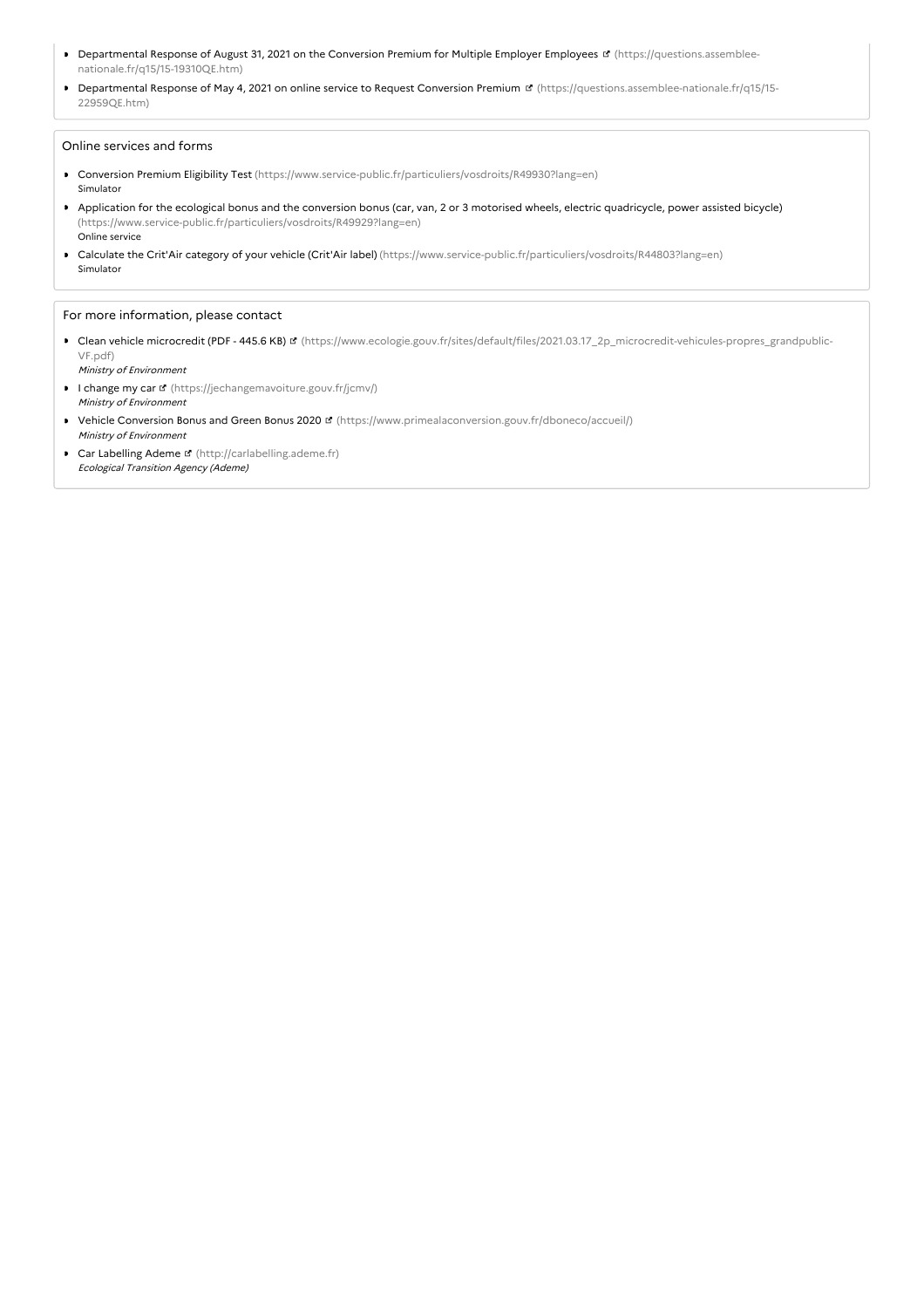- Departmental Response of August 31, 2021 on the Conversion Premium for Multiple Employer Employees (https://questions.assemblee-nationale.fr/q15/15-19310QE.htm)
- Departmental Response of May 4, 2021 on online service to Request Conversion Premium (https://questions.assemblee-nationale.fr/q15/15-22959QE.htm)

### Online services and forms

- Conversion Premium Eligibility Test (https://www.service-public.fr/particuliers/vosdroits/R49930?lang=en)
  Simulator
- Application for the ecological bonus and the conversion bonus (car, van, 2 or 3 motorised wheels, electric quadricycle, power assisted bicycle) (https://www.service-public.fr/particuliers/vosdroits/R49929?lang=en)
  Online service
- Calculate the Crit'Air category of your vehicle (Crit'Air label) (https://www.service-public.fr/particuliers/vosdroits/R44803?lang=en)
  Simulator

### For more information, please contact

- Clean vehicle microcredit (PDF - 445.6 KB) (https://www.ecologie.gouv.fr/sites/default/files/2021.03.17_2p_microcredit-vehicules-propres_grandpublic-VF.pdf)
  *Ministry of Environment*
- I change my car (https://jechangemavoiture.gouv.fr/jcmv/)
  *Ministry of Environment*
- Vehicle Conversion Bonus and Green Bonus 2020 (https://www.primealaconversion.gouv.fr/dboneco/accueil/)
  *Ministry of Environment*
- Car Labelling Ademe (http://carlabelling.ademe.fr)
  *Ecological Transition Agency (Ademe)*